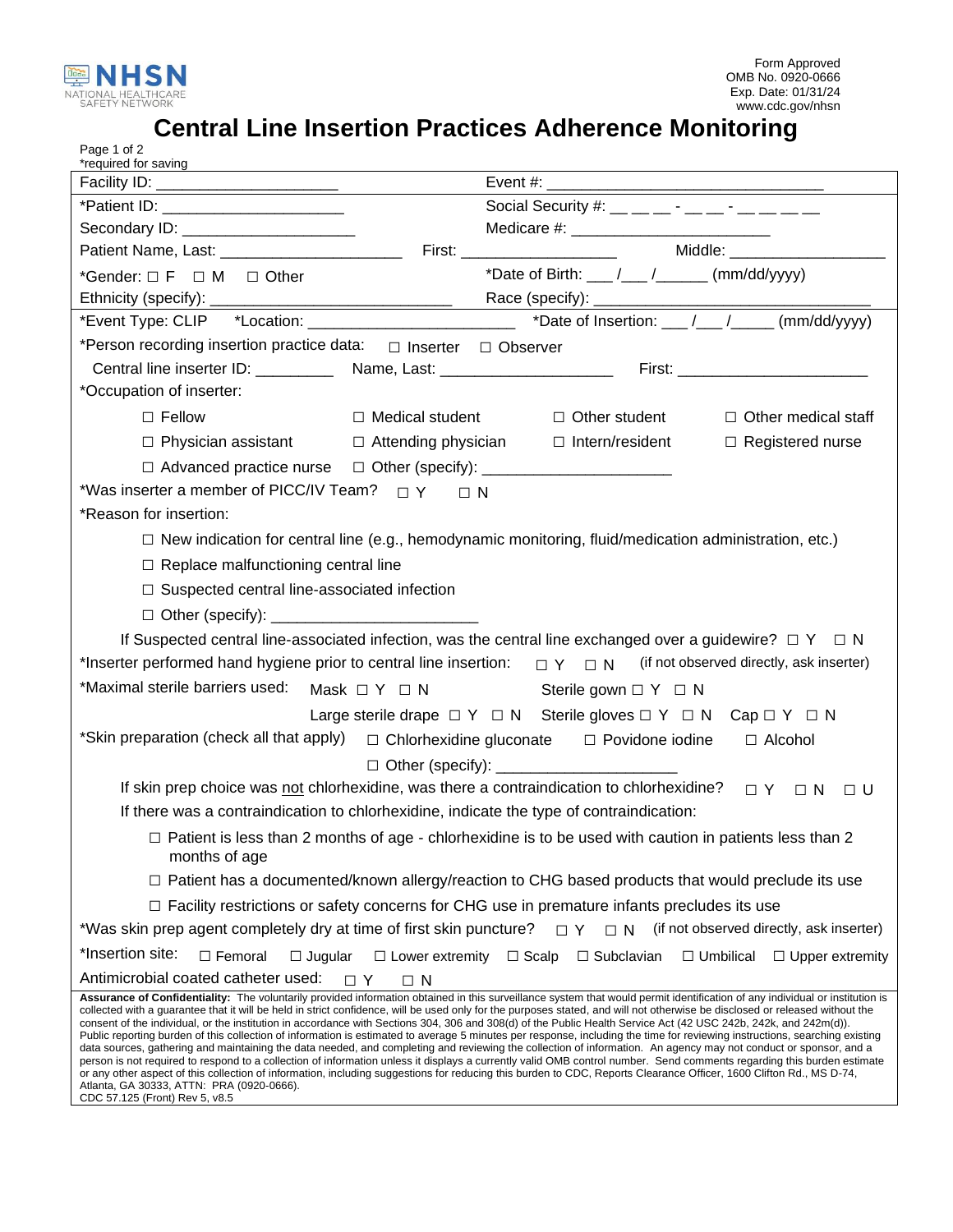NHSN
NATIONAL HEALTHCARE SAFETY NETWORK

Form Approved
OMB No. 0920-0666
Exp. Date: 01/31/24
www.cdc.gov/nhsn

# Central Line Insertion Practices Adherence Monitoring

*required for saving

Facility ID: ____________________ Event #: ________________________________

*Patient ID: ____________________ Social Security #: __ __ __ - __ __ - __ __ __ __

Secondary ID: ____________________ Medicare #: ______________________

Patient Name, Last: _____________________ First: __________________ Middle: __________________

*Gender: ☐ F ☐ M ☐ Other *Date of Birth: ___/___/______ (mm/dd/yyyy)

Ethnicity (specify): ___________________________ Race (specify): ______________________________

*Event Type: CLIP *Location: _______________________ *Date of Insertion: ___/___/_____ (mm/dd/yyyy)

*Person recording insertion practice data: ☐ Inserter ☐ Observer

Central line inserter ID: _________ Name, Last: ___________________ First: _____________________

*Occupation of inserter:

- ☐ Fellow ☐ Medical student ☐ Other student ☐ Other medical staff
- ☐ Physician assistant ☐ Attending physician ☐ Intern/resident ☐ Registered nurse
- ☐ Advanced practice nurse ☐ Other (specify): _____________________

*Was inserter a member of PICC/IV Team? ☐ Y ☐ N

*Reason for insertion:

- ☐ New indication for central line (e.g., hemodynamic monitoring, fluid/medication administration, etc.)
- ☐ Replace malfunctioning central line
- ☐ Suspected central line-associated infection
- ☐ Other (specify): _______________________

If Suspected central line-associated infection, was the central line exchanged over a guidewire? ☐ Y ☐ N

*Inserter performed hand hygiene prior to central line insertion: ☐ Y ☐ N (if not observed directly, ask inserter)

*Maximal sterile barriers used: Mask ☐ Y ☐ N Sterile gown ☐ Y ☐ N
Large sterile drape ☐ Y ☐ N Sterile gloves ☐ Y ☐ N Cap ☐ Y ☐ N

*Skin preparation (check all that apply) ☐ Chlorhexidine gluconate ☐ Povidone iodine ☐ Alcohol
☐ Other (specify): ____________________

If skin prep choice was not chlorhexidine, was there a contraindication to chlorhexidine? ☐ Y ☐ N ☐ U

If there was a contraindication to chlorhexidine, indicate the type of contraindication:

- ☐ Patient is less than 2 months of age - chlorhexidine is to be used with caution in patients less than 2 months of age
- ☐ Patient has a documented/known allergy/reaction to CHG based products that would preclude its use
- ☐ Facility restrictions or safety concerns for CHG use in premature infants precludes its use

*Was skin prep agent completely dry at time of first skin puncture? ☐ Y ☐ N (if not observed directly, ask inserter)

*Insertion site: ☐ Femoral ☐ Jugular ☐ Lower extremity ☐ Scalp ☐ Subclavian ☐ Umbilical ☐ Upper extremity

Antimicrobial coated catheter used: ☐ Y ☐ N

**Assurance of Confidentiality:** The voluntarily provided information obtained in this surveillance system that would permit identification of any individual or institution is collected with a guarantee that it will be held in strict confidence, will be used only for the purposes stated, and will not otherwise be disclosed or released without the consent of the individual, or the institution in accordance with Sections 304, 306 and 308(d) of the Public Health Service Act (42 USC 242b, 242k, and 242m(d)).
Public reporting burden of this collection of information is estimated to average 5 minutes per response, including the time for reviewing instructions, searching existing data sources, gathering and maintaining the data needed, and completing and reviewing the collection of information. An agency may not conduct or sponsor, and a person is not required to respond to a collection of information unless it displays a currently valid OMB control number. Send comments regarding this burden estimate or any other aspect of this collection of information, including suggestions for reducing this burden to CDC, Reports Clearance Officer, 1600 Clifton Rd., MS D-74, Atlanta, GA 30333, ATTN: PRA (0920-0666).
CDC 57.125 (Front) Rev 5, v8.5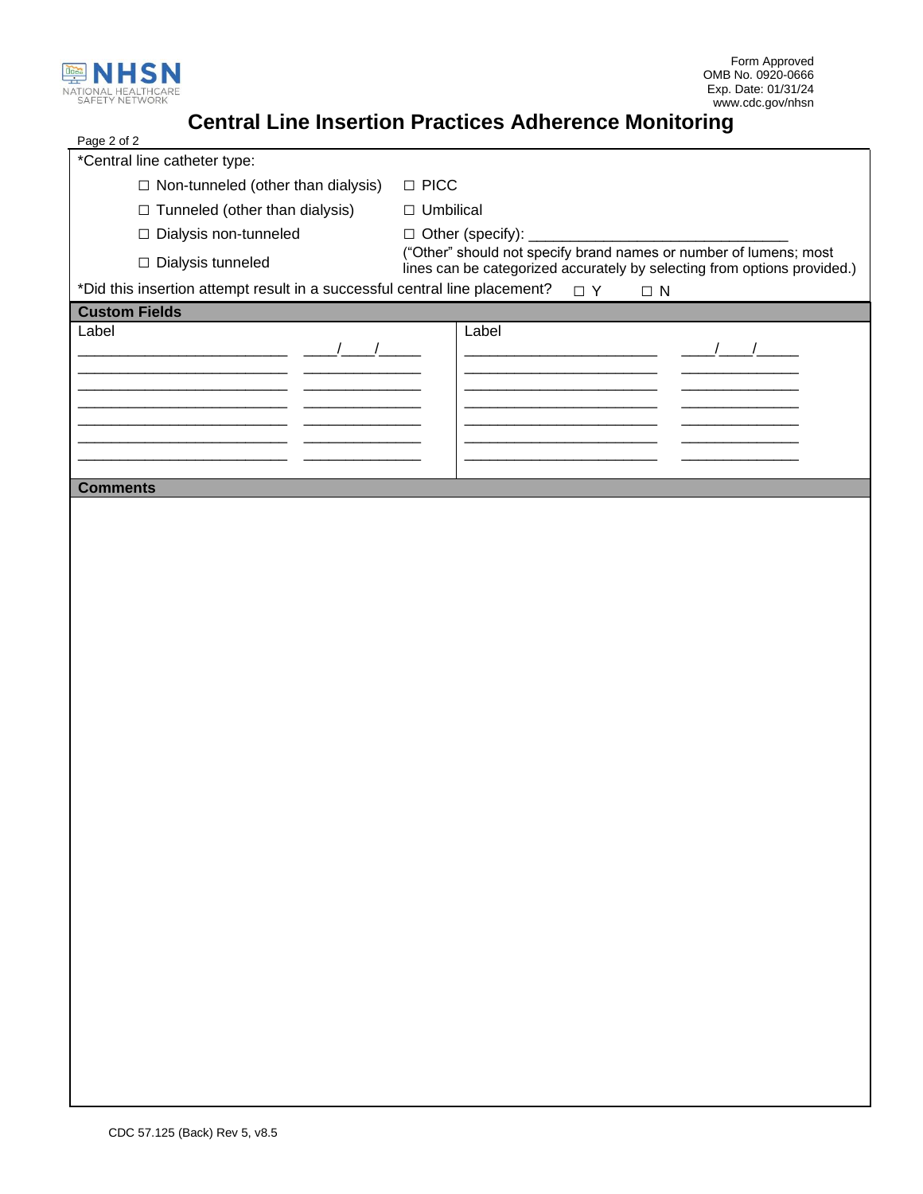Form Approved
OMB No. 0920-0666
Exp. Date: 01/31/24
www.cdc.gov/nhsn

# Central Line Insertion Practices Adherence Monitoring

*Central line catheter type:

- ☐ Non-tunneled (other than dialysis)
- ☐ PICC
- ☐ Tunneled (other than dialysis)
- ☐ Umbilical
- ☐ Dialysis non-tunneled
- ☐ Other (specify): ______________________________
- ☐ Dialysis tunneled

("Other" should not specify brand names or number of lumens; most lines can be categorized accurately by selecting from options provided.)

*Did this insertion attempt result in a successful central line placement? ☐ Y ☐ N

## Custom Fields

| Label | | Label | |
|---|---|---|---|
| ________________________ | ____/____/_____ | ________________________ | ____/____/_____ |
| ________________________ | ______________ | ________________________ | ______________ |
| ________________________ | ______________ | ________________________ | ______________ |
| ________________________ | ______________ | ________________________ | ______________ |
| ________________________ | ______________ | ________________________ | ______________ |
| ________________________ | ______________ | ________________________ | ______________ |
| ________________________ | ______________ | ________________________ | ______________ |

## Comments

CDC 57.125 (Back) Rev 5, v8.5